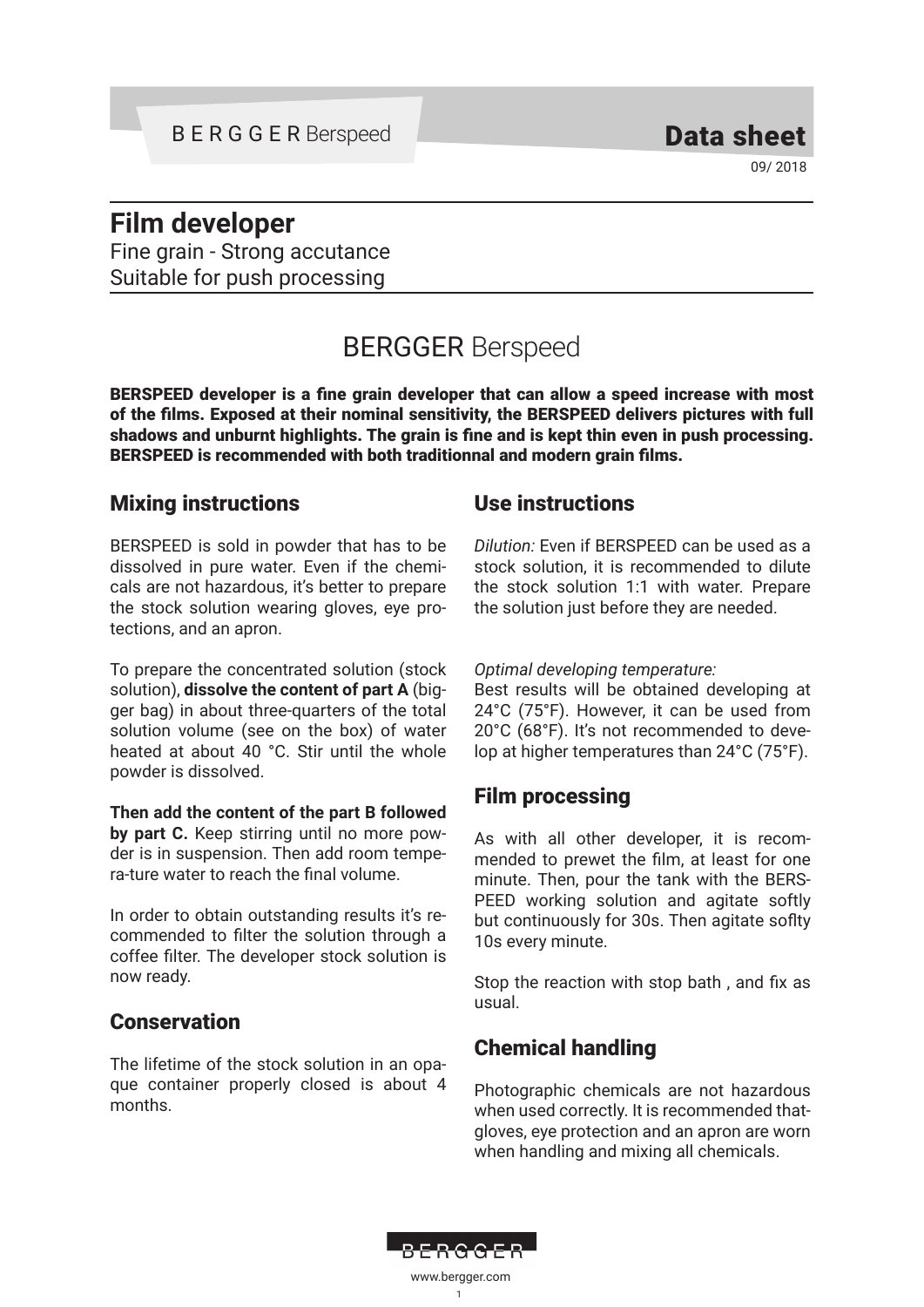B E R G G E R Berspeed

# Data sheet

09/ 2018

## Film developer

Fine grain - Strong accutance
Suitable for push processing

# BERGGER Berspeed

**BERSPEED developer is a fine grain developer that can allow a speed increase with most of the films. Exposed at their nominal sensitivity, the BERSPEED delivers pictures with full shadows and unburnt highlights. The grain is fine and is kept thin even in push processing. BERSPEED is recommended with both traditionnal and modern grain films.**

## Mixing instructions

BERSPEED is sold in powder that has to be dissolved in pure water. Even if the chemicals are not hazardous, it's better to prepare the stock solution wearing gloves, eye protections, and an apron.

To prepare the concentrated solution (stock solution), **dissolve the content of part A** (bigger bag) in about three-quarters of the total solution volume (see on the box) of water heated at about 40 °C. Stir until the whole powder is dissolved.

**Then add the content of the part B followed by part C.** Keep stirring until no more powder is in suspension. Then add room tempera-ture water to reach the final volume.

In order to obtain outstanding results it's recommended to filter the solution through a coffee filter. The developer stock solution is now ready.

## Conservation

The lifetime of the stock solution in an opaque container properly closed is about 4 months.

## Use instructions

*Dilution:* Even if BERSPEED can be used as a stock solution, it is recommended to dilute the stock solution 1:1 with water. Prepare the solution just before they are needed.

*Optimal developing temperature:*
Best results will be obtained developing at 24°C (75°F). However, it can be used from 20°C (68°F). It's not recommended to develop at higher temperatures than 24°C (75°F).

## Film processing

As with all other developer, it is recommended to prewet the film, at least for one minute. Then, pour the tank with the BERSPEED working solution and agitate softly but continuously for 30s. Then agitate soflty 10s every minute.

Stop the reaction with stop bath , and fix as usual.

## Chemical handling

Photographic chemicals are not hazardous when used correctly. It is recommended thatgloves, eye protection and an apron are worn when handling and mixing all chemicals.

BERGGER

www.bergger.com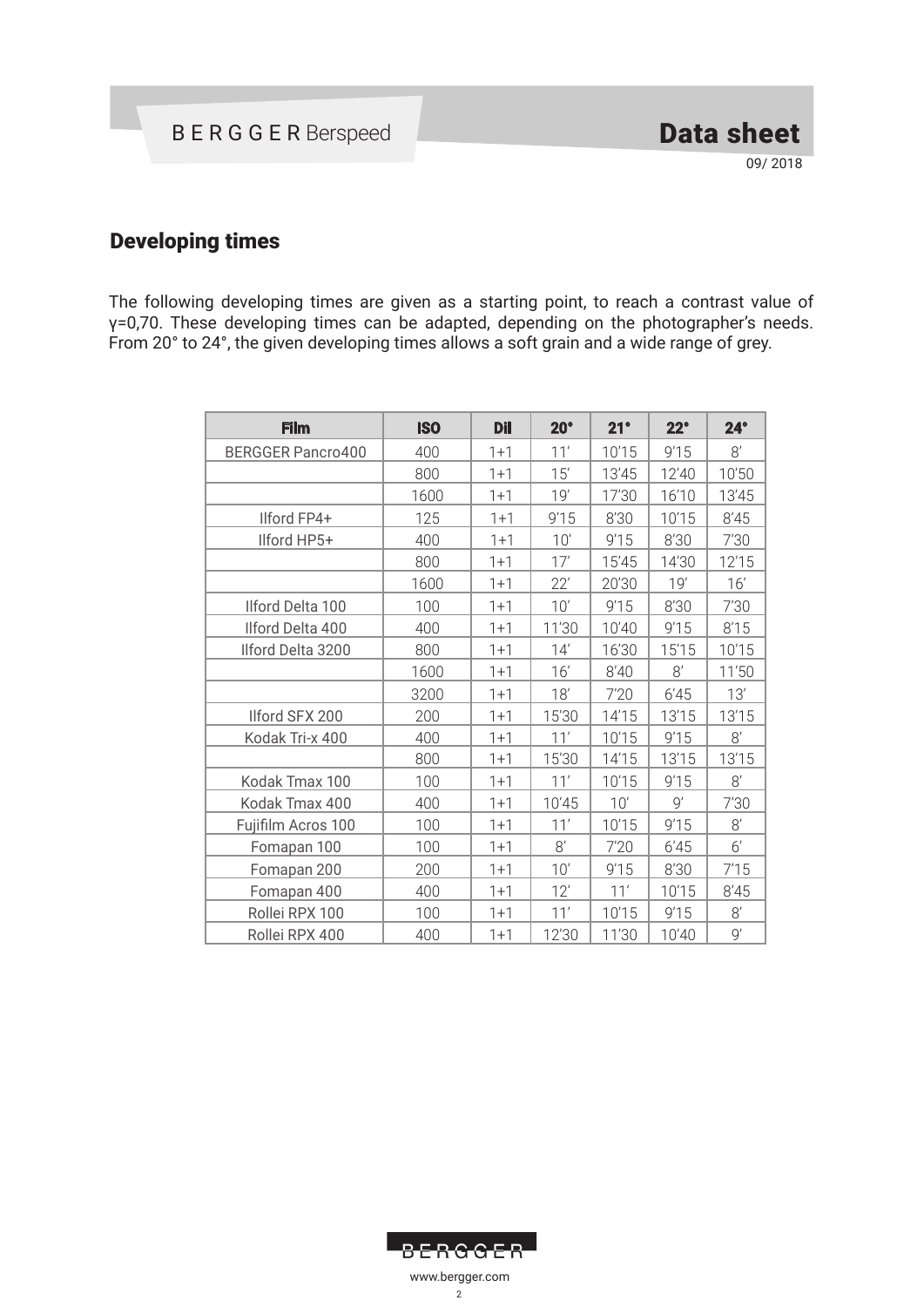## Developing times

The following developing times are given as a starting point, to reach a contrast value of γ=0,70. These developing times can be adapted, depending on the photographer's needs. From 20° to 24°, the given developing times allows a soft grain and a wide range of grey.

| Film | ISO | Dil | 20° | 21° | 22° | 24° |
|---|---|---|---|---|---|---|
| BERGGER Pancro400 | 400 | 1+1 | 11' | 10'15 | 9'15 | 8' |
| | 800 | 1+1 | 15' | 13'45 | 12'40 | 10'50 |
| | 1600 | 1+1 | 19' | 17'30 | 16'10 | 13'45 |
| Ilford FP4+ | 125 | 1+1 | 9'15 | 8'30 | 10'15 | 8'45 |
| Ilford HP5+ | 400 | 1+1 | 10' | 9'15 | 8'30 | 7'30 |
| | 800 | 1+1 | 17' | 15'45 | 14'30 | 12'15 |
| | 1600 | 1+1 | 22' | 20'30 | 19' | 16' |
| Ilford Delta 100 | 100 | 1+1 | 10' | 9'15 | 8'30 | 7'30 |
| Ilford Delta 400 | 400 | 1+1 | 11'30 | 10'40 | 9'15 | 8'15 |
| Ilford Delta 3200 | 800 | 1+1 | 14' | 16'30 | 15'15 | 10'15 |
| | 1600 | 1+1 | 16' | 8'40 | 8' | 11'50 |
| | 3200 | 1+1 | 18' | 7'20 | 6'45 | 13' |
| Ilford SFX 200 | 200 | 1+1 | 15'30 | 14'15 | 13'15 | 13'15 |
| Kodak Tri-x 400 | 400 | 1+1 | 11' | 10'15 | 9'15 | 8' |
| | 800 | 1+1 | 15'30 | 14'15 | 13'15 | 13'15 |
| Kodak Tmax 100 | 100 | 1+1 | 11' | 10'15 | 9'15 | 8' |
| Kodak Tmax 400 | 400 | 1+1 | 10'45 | 10' | 9' | 7'30 |
| Fujifilm Acros 100 | 100 | 1+1 | 11' | 10'15 | 9'15 | 8' |
| Fomapan 100 | 100 | 1+1 | 8' | 7'20 | 6'45 | 6' |
| Fomapan 200 | 200 | 1+1 | 10' | 9'15 | 8'30 | 7'15 |
| Fomapan 400 | 400 | 1+1 | 12' | 11' | 10'15 | 8'45 |
| Rollei RPX 100 | 100 | 1+1 | 11' | 10'15 | 9'15 | 8' |
| Rollei RPX 400 | 400 | 1+1 | 12'30 | 11'30 | 10'40 | 9' |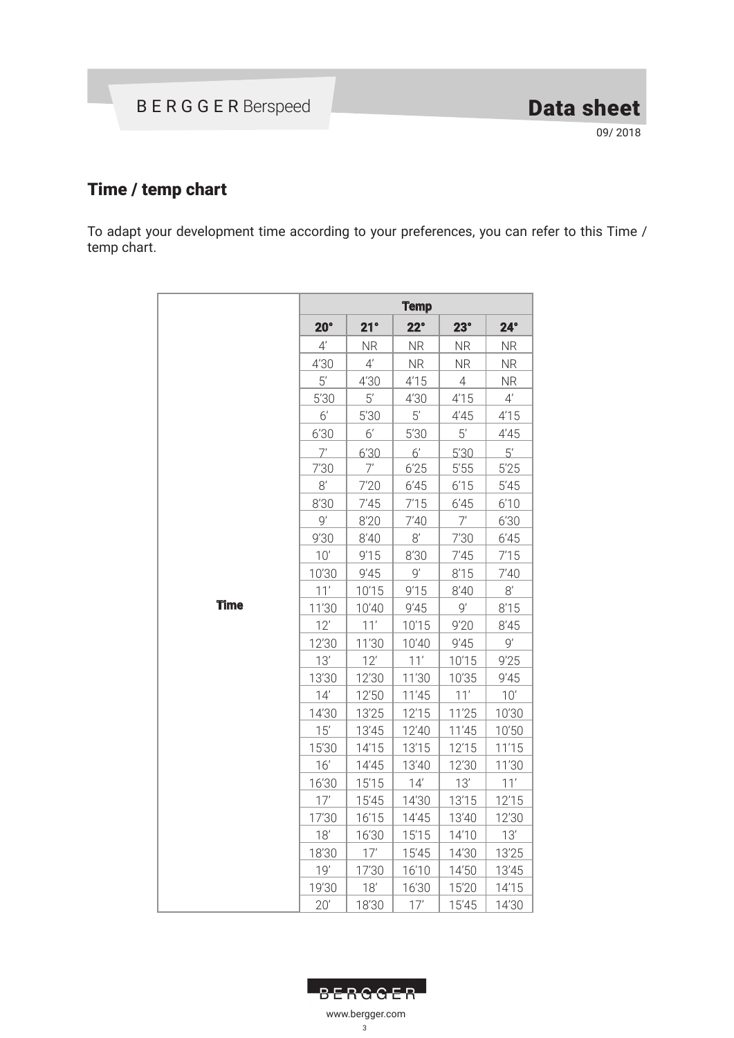## Time / temp chart

To adapt your development time according to your preferences, you can refer to this Time / temp chart.

| | Temp | | | | |
|---|---|---|---|---|---|
| | 20° | 21° | 22° | 23° | 24° |
| Time | 4' | NR | NR | NR | NR |
| | 4'30 | 4' | NR | NR | NR |
| | 5' | 4'30 | 4'15 | 4 | NR |
| | 5'30 | 5' | 4'30 | 4'15 | 4' |
| | 6' | 5'30 | 5' | 4'45 | 4'15 |
| | 6'30 | 6' | 5'30 | 5' | 4'45 |
| | 7' | 6'30 | 6' | 5'30 | 5' |
| | 7'30 | 7' | 6'25 | 5'55 | 5'25 |
| | 8' | 7'20 | 6'45 | 6'15 | 5'45 |
| | 8'30 | 7'45 | 7'15 | 6'45 | 6'10 |
| | 9' | 8'20 | 7'40 | 7' | 6'30 |
| | 9'30 | 8'40 | 8' | 7'30 | 6'45 |
| | 10' | 9'15 | 8'30 | 7'45 | 7'15 |
| | 10'30 | 9'45 | 9' | 8'15 | 7'40 |
| | 11' | 10'15 | 9'15 | 8'40 | 8' |
| | 11'30 | 10'40 | 9'45 | 9' | 8'15 |
| | 12' | 11' | 10'15 | 9'20 | 8'45 |
| | 12'30 | 11'30 | 10'40 | 9'45 | 9' |
| | 13' | 12' | 11' | 10'15 | 9'25 |
| | 13'30 | 12'30 | 11'30 | 10'35 | 9'45 |
| | 14' | 12'50 | 11'45 | 11' | 10' |
| | 14'30 | 13'25 | 12'15 | 11'25 | 10'30 |
| | 15' | 13'45 | 12'40 | 11'45 | 10'50 |
| | 15'30 | 14'15 | 13'15 | 12'15 | 11'15 |
| | 16' | 14'45 | 13'40 | 12'30 | 11'30 |
| | 16'30 | 15'15 | 14' | 13' | 11' |
| | 17' | 15'45 | 14'30 | 13'15 | 12'15 |
| | 17'30 | 16'15 | 14'45 | 13'40 | 12'30 |
| | 18' | 16'30 | 15'15 | 14'10 | 13' |
| | 18'30 | 17' | 15'45 | 14'30 | 13'25 |
| | 19' | 17'30 | 16'10 | 14'50 | 13'45 |
| | 19'30 | 18' | 16'30 | 15'20 | 14'15 |
| | 20' | 18'30 | 17' | 15'45 | 14'30 |